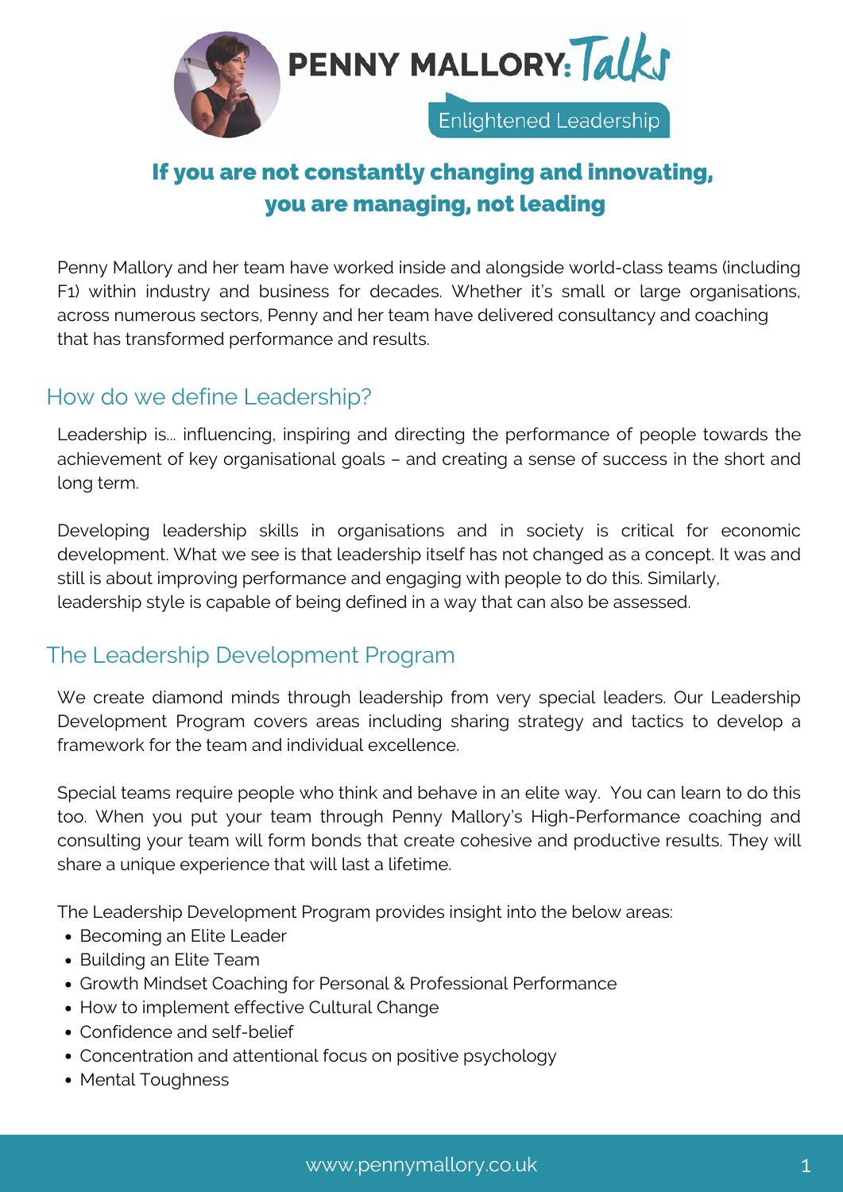# PENNY MALLORY: Talks

Enlightened Leadership

## If you are not constantly changing and innovating, you are managing, not leading

Penny Mallory and her team have worked inside and alongside world-class teams (including F1) within industry and business for decades. Whether it's small or large organisations, across numerous sectors, Penny and her team have delivered consultancy and coaching that has transformed performance and results.

## How do we define Leadership?

Leadership is... influencing, inspiring and directing the performance of people towards the achievement of key organisational goals – and creating a sense of success in the short and long term.

Developing leadership skills in organisations and in society is critical for economic development. What we see is that leadership itself has not changed as a concept. It was and still is about improving performance and engaging with people to do this. Similarly, leadership style is capable of being defined in a way that can also be assessed.

## The Leadership Development Program

We create diamond minds through leadership from very special leaders. Our Leadership Development Program covers areas including sharing strategy and tactics to develop a framework for the team and individual excellence.

Special teams require people who think and behave in an elite way. You can learn to do this too. When you put your team through Penny Mallory's High-Performance coaching and consulting your team will form bonds that create cohesive and productive results. They will share a unique experience that will last a lifetime.

The Leadership Development Program provides insight into the below areas:

- Becoming an Elite Leader
- Building an Elite Team
- Growth Mindset Coaching for Personal & Professional Performance
- How to implement effective Cultural Change
- Confidence and self-belief
- Concentration and attentional focus on positive psychology
- Mental Toughness

www.pennymallory.co.uk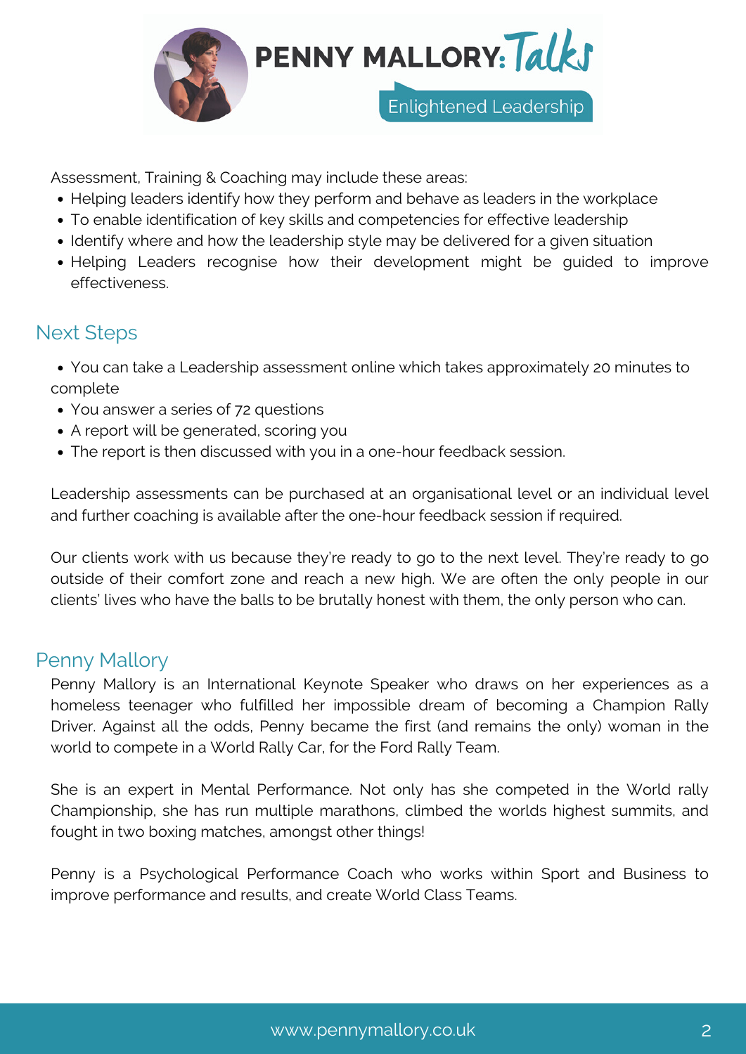Assessment, Training & Coaching may include these areas:

- Helping leaders identify how they perform and behave as leaders in the workplace
- To enable identification of key skills and competencies for effective leadership
- Identify where and how the leadership style may be delivered for a given situation
- Helping Leaders recognise how their development might be guided to improve effectiveness.

## Next Steps

- You can take a Leadership assessment online which takes approximately 20 minutes to complete
- You answer a series of 72 questions
- A report will be generated, scoring you
- The report is then discussed with you in a one-hour feedback session.

Leadership assessments can be purchased at an organisational level or an individual level and further coaching is available after the one-hour feedback session if required.

Our clients work with us because they're ready to go to the next level. They're ready to go outside of their comfort zone and reach a new high. We are often the only people in our clients' lives who have the balls to be brutally honest with them, the only person who can.

## Penny Mallory

Penny Mallory is an International Keynote Speaker who draws on her experiences as a homeless teenager who fulfilled her impossible dream of becoming a Champion Rally Driver. Against all the odds, Penny became the first (and remains the only) woman in the world to compete in a World Rally Car, for the Ford Rally Team.

She is an expert in Mental Performance. Not only has she competed in the World rally Championship, she has run multiple marathons, climbed the worlds highest summits, and fought in two boxing matches, amongst other things!

Penny is a Psychological Performance Coach who works within Sport and Business to improve performance and results, and create World Class Teams.